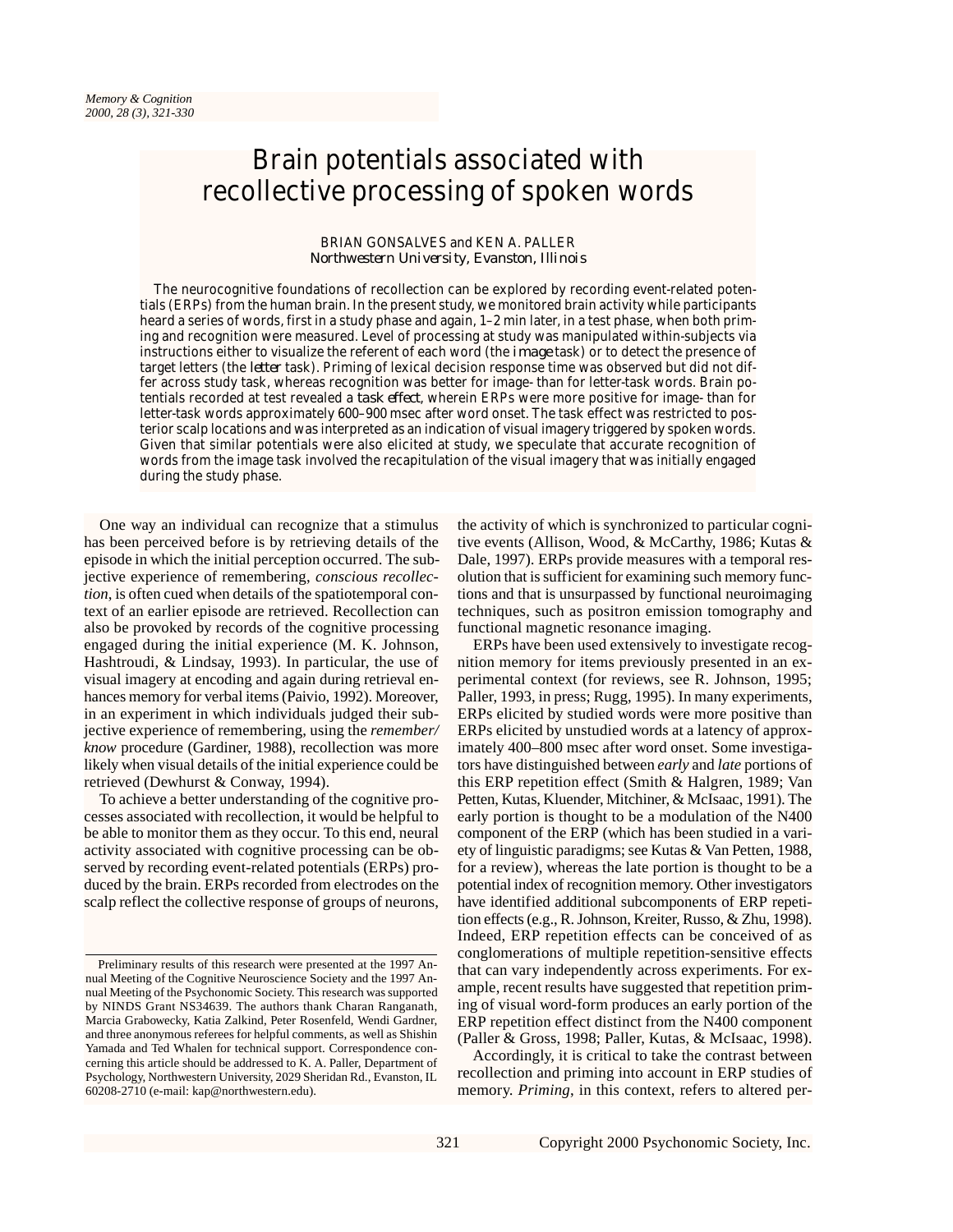# Brain potentials associated with recollective processing of spoken words

BRIAN GONSALVES and KEN A. PALLER
*Northwestern University, Evanston, Illinois*

The neurocognitive foundations of recollection can be explored by recording event-related potentials (ERPs) from the human brain. In the present study, we monitored brain activity while participants heard a series of words, first in a study phase and again, 1–2 min later, in a test phase, when both priming and recognition were measured. Level of processing at study was manipulated within-subjects via instructions either to visualize the referent of each word (the *image* task) or to detect the presence of target letters (the *letter* task). Priming of lexical decision response time was observed but did not differ across study task, whereas recognition was better for image- than for letter-task words. Brain potentials recorded at test revealed a *task effect*, wherein ERPs were more positive for image- than for letter-task words approximately 600–900 msec after word onset. The task effect was restricted to posterior scalp locations and was interpreted as an indication of visual imagery triggered by spoken words. Given that similar potentials were also elicited at study, we speculate that accurate recognition of words from the image task involved the recapitulation of the visual imagery that was initially engaged during the study phase.

One way an individual can recognize that a stimulus has been perceived before is by retrieving details of the episode in which the initial perception occurred. The subjective experience of remembering, *conscious recollection*, is often cued when details of the spatiotemporal context of an earlier episode are retrieved. Recollection can also be provoked by records of the cognitive processing engaged during the initial experience (M. K. Johnson, Hashtroudi, & Lindsay, 1993). In particular, the use of visual imagery at encoding and again during retrieval enhances memory for verbal items (Paivio, 1992). Moreover, in an experiment in which individuals judged their subjective experience of remembering, using the *remember/know* procedure (Gardiner, 1988), recollection was more likely when visual details of the initial experience could be retrieved (Dewhurst & Conway, 1994).

To achieve a better understanding of the cognitive processes associated with recollection, it would be helpful to be able to monitor them as they occur. To this end, neural activity associated with cognitive processing can be observed by recording event-related potentials (ERPs) produced by the brain. ERPs recorded from electrodes on the scalp reflect the collective response of groups of neurons, the activity of which is synchronized to particular cognitive events (Allison, Wood, & McCarthy, 1986; Kutas & Dale, 1997). ERPs provide measures with a temporal resolution that is sufficient for examining such memory functions and that is unsurpassed by functional neuroimaging techniques, such as positron emission tomography and functional magnetic resonance imaging.

ERPs have been used extensively to investigate recognition memory for items previously presented in an experimental context (for reviews, see R. Johnson, 1995; Paller, 1993, in press; Rugg, 1995). In many experiments, ERPs elicited by studied words were more positive than ERPs elicited by unstudied words at a latency of approximately 400–800 msec after word onset. Some investigators have distinguished between *early* and *late* portions of this ERP repetition effect (Smith & Halgren, 1989; Van Petten, Kutas, Kluender, Mitchiner, & McIsaac, 1991). The early portion is thought to be a modulation of the N400 component of the ERP (which has been studied in a variety of linguistic paradigms; see Kutas & Van Petten, 1988, for a review), whereas the late portion is thought to be a potential index of recognition memory. Other investigators have identified additional subcomponents of ERP repetition effects (e.g., R. Johnson, Kreiter, Russo, & Zhu, 1998). Indeed, ERP repetition effects can be conceived of as conglomerations of multiple repetition-sensitive effects that can vary independently across experiments. For example, recent results have suggested that repetition priming of visual word-form produces an early portion of the ERP repetition effect distinct from the N400 component (Paller & Gross, 1998; Paller, Kutas, & McIsaac, 1998).

Accordingly, it is critical to take the contrast between recollection and priming into account in ERP studies of memory. *Priming*, in this context, refers to altered per-

Preliminary results of this research were presented at the 1997 Annual Meeting of the Cognitive Neuroscience Society and the 1997 Annual Meeting of the Psychonomic Society. This research was supported by NINDS Grant NS34639. The authors thank Charan Ranganath, Marcia Grabowecky, Katia Zalkind, Peter Rosenfeld, Wendi Gardner, and three anonymous referees for helpful comments, as well as Shishin Yamada and Ted Whalen for technical support. Correspondence concerning this article should be addressed to K. A. Paller, Department of Psychology, Northwestern University, 2029 Sheridan Rd., Evanston, IL 60208-2710 (e-mail: kap@northwestern.edu).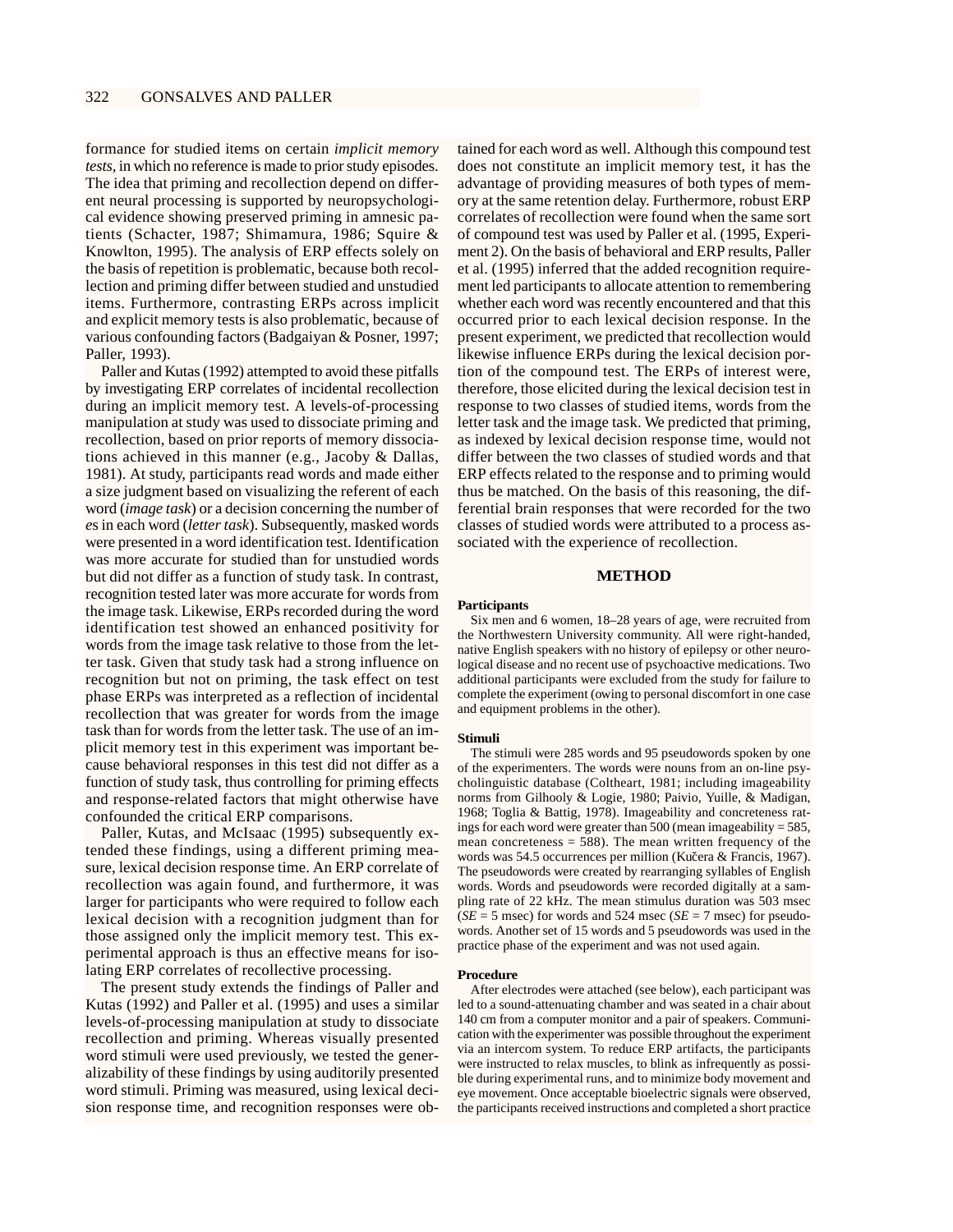formance for studied items on certain *implicit memory tests*, in which no reference is made to prior study episodes. The idea that priming and recollection depend on different neural processing is supported by neuropsychological evidence showing preserved priming in amnesic patients (Schacter, 1987; Shimamura, 1986; Squire & Knowlton, 1995). The analysis of ERP effects solely on the basis of repetition is problematic, because both recollection and priming differ between studied and unstudied items. Furthermore, contrasting ERPs across implicit and explicit memory tests is also problematic, because of various confounding factors (Badgaiyan & Posner, 1997; Paller, 1993).

Paller and Kutas (1992) attempted to avoid these pitfalls by investigating ERP correlates of incidental recollection during an implicit memory test. A levels-of-processing manipulation at study was used to dissociate priming and recollection, based on prior reports of memory dissociations achieved in this manner (e.g., Jacoby & Dallas, 1981). At study, participants read words and made either a size judgment based on visualizing the referent of each word (*image task*) or a decision concerning the number of *e*s in each word (*letter task*). Subsequently, masked words were presented in a word identification test. Identification was more accurate for studied than for unstudied words but did not differ as a function of study task. In contrast, recognition tested later was more accurate for words from the image task. Likewise, ERPs recorded during the word identification test showed an enhanced positivity for words from the image task relative to those from the letter task. Given that study task had a strong influence on recognition but not on priming, the task effect on test phase ERPs was interpreted as a reflection of incidental recollection that was greater for words from the image task than for words from the letter task. The use of an implicit memory test in this experiment was important because behavioral responses in this test did not differ as a function of study task, thus controlling for priming effects and response-related factors that might otherwise have confounded the critical ERP comparisons.

Paller, Kutas, and McIsaac (1995) subsequently extended these findings, using a different priming measure, lexical decision response time. An ERP correlate of recollection was again found, and furthermore, it was larger for participants who were required to follow each lexical decision with a recognition judgment than for those assigned only the implicit memory test. This experimental approach is thus an effective means for isolating ERP correlates of recollective processing.

The present study extends the findings of Paller and Kutas (1992) and Paller et al. (1995) and uses a similar levels-of-processing manipulation at study to dissociate recollection and priming. Whereas visually presented word stimuli were used previously, we tested the generalizability of these findings by using auditorily presented word stimuli. Priming was measured, using lexical decision response time, and recognition responses were obtained for each word as well. Although this compound test does not constitute an implicit memory test, it has the advantage of providing measures of both types of memory at the same retention delay. Furthermore, robust ERP correlates of recollection were found when the same sort of compound test was used by Paller et al. (1995, Experiment 2). On the basis of behavioral and ERP results, Paller et al. (1995) inferred that the added recognition requirement led participants to allocate attention to remembering whether each word was recently encountered and that this occurred prior to each lexical decision response. In the present experiment, we predicted that recollection would likewise influence ERPs during the lexical decision portion of the compound test. The ERPs of interest were, therefore, those elicited during the lexical decision test in response to two classes of studied items, words from the letter task and the image task. We predicted that priming, as indexed by lexical decision response time, would not differ between the two classes of studied words and that ERP effects related to the response and to priming would thus be matched. On the basis of this reasoning, the differential brain responses that were recorded for the two classes of studied words were attributed to a process associated with the experience of recollection.

## METHOD

### Participants

Six men and 6 women, 18–28 years of age, were recruited from the Northwestern University community. All were right-handed, native English speakers with no history of epilepsy or other neurological disease and no recent use of psychoactive medications. Two additional participants were excluded from the study for failure to complete the experiment (owing to personal discomfort in one case and equipment problems in the other).

### Stimuli

The stimuli were 285 words and 95 pseudowords spoken by one of the experimenters. The words were nouns from an on-line psycholinguistic database (Coltheart, 1981; including imageability norms from Gilhooly & Logie, 1980; Paivio, Yuille, & Madigan, 1968; Toglia & Battig, 1978). Imageability and concreteness ratings for each word were greater than 500 (mean imageability = 585, mean concreteness = 588). The mean written frequency of the words was 54.5 occurrences per million (Kučera & Francis, 1967). The pseudowords were created by rearranging syllables of English words. Words and pseudowords were recorded digitally at a sampling rate of 22 kHz. The mean stimulus duration was 503 msec (*SE* = 5 msec) for words and 524 msec (*SE* = 7 msec) for pseudowords. Another set of 15 words and 5 pseudowords was used in the practice phase of the experiment and was not used again.

### Procedure

After electrodes were attached (see below), each participant was led to a sound-attenuating chamber and was seated in a chair about 140 cm from a computer monitor and a pair of speakers. Communication with the experimenter was possible throughout the experiment via an intercom system. To reduce ERP artifacts, the participants were instructed to relax muscles, to blink as infrequently as possible during experimental runs, and to minimize body movement and eye movement. Once acceptable bioelectric signals were observed, the participants received instructions and completed a short practice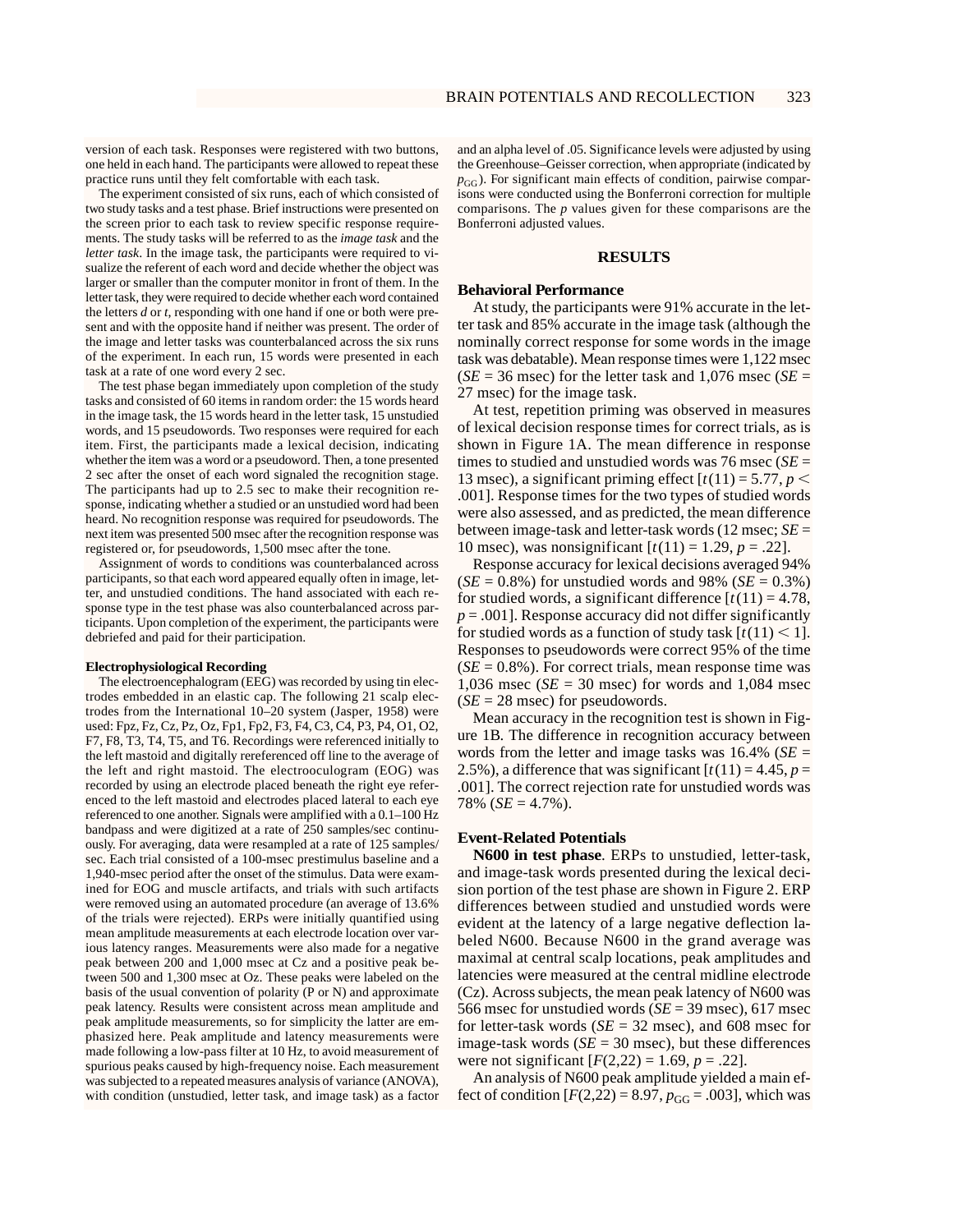version of each task. Responses were registered with two buttons, one held in each hand. The participants were allowed to repeat these practice runs until they felt comfortable with each task.

The experiment consisted of six runs, each of which consisted of two study tasks and a test phase. Brief instructions were presented on the screen prior to each task to review specific response requirements. The study tasks will be referred to as the *image task* and the *letter task*. In the image task, the participants were required to visualize the referent of each word and decide whether the object was larger or smaller than the computer monitor in front of them. In the letter task, they were required to decide whether each word contained the letters *d* or *t*, responding with one hand if one or both were present and with the opposite hand if neither was present. The order of the image and letter tasks was counterbalanced across the six runs of the experiment. In each run, 15 words were presented in each task at a rate of one word every 2 sec.

The test phase began immediately upon completion of the study tasks and consisted of 60 items in random order: the 15 words heard in the image task, the 15 words heard in the letter task, 15 unstudied words, and 15 pseudowords. Two responses were required for each item. First, the participants made a lexical decision, indicating whether the item was a word or a pseudoword. Then, a tone presented 2 sec after the onset of each word signaled the recognition stage. The participants had up to 2.5 sec to make their recognition response, indicating whether a studied or an unstudied word had been heard. No recognition response was required for pseudowords. The next item was presented 500 msec after the recognition response was registered or, for pseudowords, 1,500 msec after the tone.

Assignment of words to conditions was counterbalanced across participants, so that each word appeared equally often in image, letter, and unstudied conditions. The hand associated with each response type in the test phase was also counterbalanced across participants. Upon completion of the experiment, the participants were debriefed and paid for their participation.

#### Electrophysiological Recording

The electroencephalogram (EEG) was recorded by using tin electrodes embedded in an elastic cap. The following 21 scalp electrodes from the International 10–20 system (Jasper, 1958) were used: Fpz, Fz, Cz, Pz, Oz, Fp1, Fp2, F3, F4, C3, C4, P3, P4, O1, O2, F7, F8, T3, T4, T5, and T6. Recordings were referenced initially to the left mastoid and digitally rereferenced off line to the average of the left and right mastoid. The electrooculogram (EOG) was recorded by using an electrode placed beneath the right eye referenced to the left mastoid and electrodes placed lateral to each eye referenced to one another. Signals were amplified with a 0.1–100 Hz bandpass and were digitized at a rate of 250 samples/sec continuously. For averaging, data were resampled at a rate of 125 samples/sec. Each trial consisted of a 100-msec prestimulus baseline and a 1,940-msec period after the onset of the stimulus. Data were examined for EOG and muscle artifacts, and trials with such artifacts were removed using an automated procedure (an average of 13.6% of the trials were rejected). ERPs were initially quantified using mean amplitude measurements at each electrode location over various latency ranges. Measurements were also made for a negative peak between 200 and 1,000 msec at Cz and a positive peak between 500 and 1,300 msec at Oz. These peaks were labeled on the basis of the usual convention of polarity (P or N) and approximate peak latency. Results were consistent across mean amplitude and peak amplitude measurements, so for simplicity the latter are emphasized here. Peak amplitude and latency measurements were made following a low-pass filter at 10 Hz, to avoid measurement of spurious peaks caused by high-frequency noise. Each measurement was subjected to a repeated measures analysis of variance (ANOVA), with condition (unstudied, letter task, and image task) as a factor and an alpha level of .05. Significance levels were adjusted by using the Greenhouse–Geisser correction, when appropriate (indicated by $p_{GG}$). For significant main effects of condition, pairwise comparisons were conducted using the Bonferroni correction for multiple comparisons. The *p* values given for these comparisons are the Bonferroni adjusted values.

## RESULTS

### Behavioral Performance

At study, the participants were 91% accurate in the letter task and 85% accurate in the image task (although the nominally correct response for some words in the image task was debatable). Mean response times were 1,122 msec (*SE* = 36 msec) for the letter task and 1,076 msec (*SE* = 27 msec) for the image task.

At test, repetition priming was observed in measures of lexical decision response times for correct trials, as is shown in Figure 1A. The mean difference in response times to studied and unstudied words was 76 msec (*SE* = 13 msec), a significant priming effect [$t(11) = 5.77$, $p <$ .001]. Response times for the two types of studied words were also assessed, and as predicted, the mean difference between image-task and letter-task words (12 msec; *SE* = 10 msec), was nonsignificant [$t(11) = 1.29$, $p = .22$].

Response accuracy for lexical decisions averaged 94% (*SE* = 0.8%) for unstudied words and 98% (*SE* = 0.3%) for studied words, a significant difference [$t(11) = 4.78$, $p = .001$]. Response accuracy did not differ significantly for studied words as a function of study task [$t(11) < 1$]. Responses to pseudowords were correct 95% of the time (*SE* = 0.8%). For correct trials, mean response time was 1,036 msec (*SE* = 30 msec) for words and 1,084 msec (*SE* = 28 msec) for pseudowords.

Mean accuracy in the recognition test is shown in Figure 1B. The difference in recognition accuracy between words from the letter and image tasks was 16.4% (*SE* = 2.5%), a difference that was significant [$t(11) = 4.45$, $p =$ .001]. The correct rejection rate for unstudied words was 78% (*SE* = 4.7%).

### Event-Related Potentials

**N600 in test phase**. ERPs to unstudied, letter-task, and image-task words presented during the lexical decision portion of the test phase are shown in Figure 2. ERP differences between studied and unstudied words were evident at the latency of a large negative deflection labeled N600. Because N600 in the grand average was maximal at central scalp locations, peak amplitudes and latencies were measured at the central midline electrode (Cz). Across subjects, the mean peak latency of N600 was 566 msec for unstudied words (*SE* = 39 msec), 617 msec for letter-task words (*SE* = 32 msec), and 608 msec for image-task words (*SE* = 30 msec), but these differences were not significant [$F(2,22) = 1.69$, $p = .22$].

An analysis of N600 peak amplitude yielded a main effect of condition [$F(2,22) = 8.97$, $p_{GG} = .003$], which was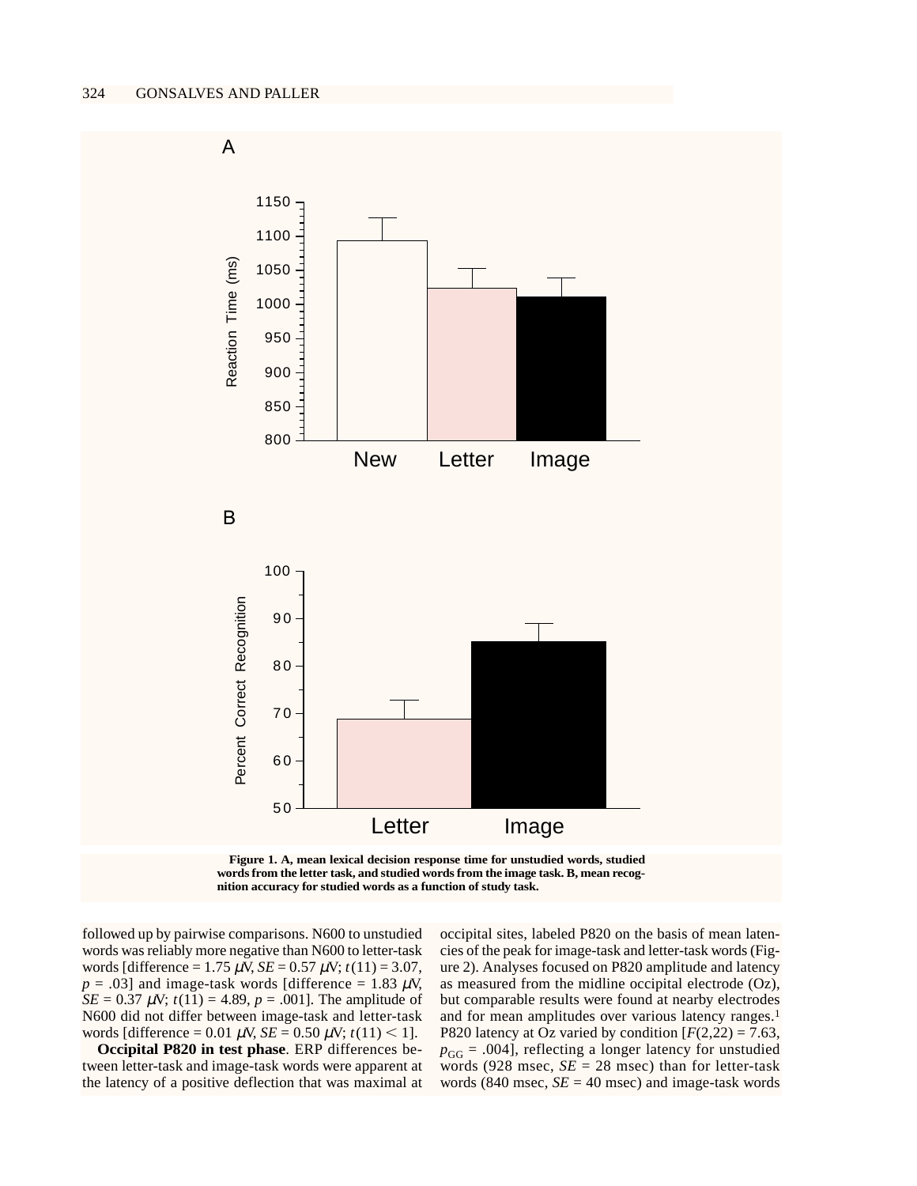Figure 1. A, mean lexical decision response time for unstudied words, studied words from the letter task, and studied words from the image task. B, mean recognition accuracy for studied words as a function of study task.

followed up by pairwise comparisons. N600 to unstudied words was reliably more negative than N600 to letter-task words [difference = 1.75 $\mu$V, *SE* = 0.57 $\mu$V; $t(11) = 3.07$, $p = .03$] and image-task words [difference = 1.83 $\mu$V, *SE* = 0.37 $\mu$V; $t(11) = 4.89$, $p = .001$]. The amplitude of N600 did not differ between image-task and letter-task words [difference = 0.01 $\mu$V, *SE* = 0.50 $\mu$V; $t(11) < 1$].

**Occipital P820 in test phase**. ERP differences between letter-task and image-task words were apparent at the latency of a positive deflection that was maximal at occipital sites, labeled P820 on the basis of mean latencies of the peak for image-task and letter-task words (Figure 2). Analyses focused on P820 amplitude and latency as measured from the midline occipital electrode (Oz), but comparable results were found at nearby electrodes and for mean amplitudes over various latency ranges.[1] P820 latency at Oz varied by condition [$F(2,22) = 7.63$, $p_{GG} = .004$], reflecting a longer latency for unstudied words (928 msec, *SE* = 28 msec) than for letter-task words (840 msec, *SE* = 40 msec) and image-task words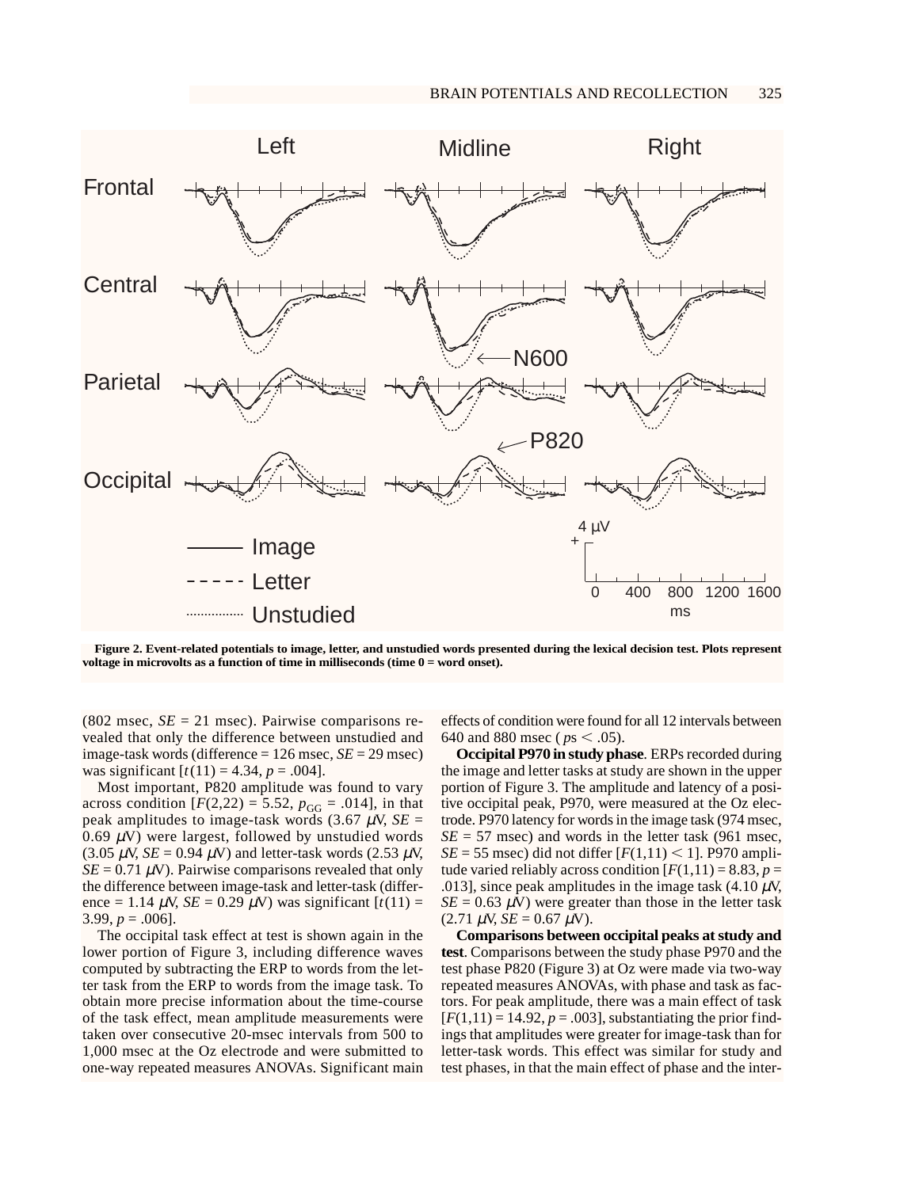**Figure 2. Event-related potentials to image, letter, and unstudied words presented during the lexical decision test. Plots represent voltage in microvolts as a function of time in milliseconds (time 0 = word onset).**

(802 msec, *SE* = 21 msec). Pairwise comparisons revealed that only the difference between unstudied and image-task words (difference = 126 msec, *SE* = 29 msec) was significant [$t(11) = 4.34$, $p = .004$].

Most important, P820 amplitude was found to vary across condition [$F(2,22) = 5.52$, $p_{GG} = .014$], in that peak amplitudes to image-task words (3.67 $\mu$V, *SE* = 0.69 $\mu$V) were largest, followed by unstudied words (3.05 $\mu$V, *SE* = 0.94 $\mu$V) and letter-task words (2.53 $\mu$V, *SE* = 0.71 $\mu$V). Pairwise comparisons revealed that only the difference between image-task and letter-task (difference = 1.14 $\mu$V, *SE* = 0.29 $\mu$V) was significant [$t(11) = 3.99$, $p = .006$].

The occipital task effect at test is shown again in the lower portion of Figure 3, including difference waves computed by subtracting the ERP to words from the letter task from the ERP to words from the image task. To obtain more precise information about the time-course of the task effect, mean amplitude measurements were taken over consecutive 20-msec intervals from 500 to 1,000 msec at the Oz electrode and were submitted to one-way repeated measures ANOVAs. Significant main effects of condition were found for all 12 intervals between 640 and 880 msec ($ps < .05$).

**Occipital P970 in study phase**. ERPs recorded during the image and letter tasks at study are shown in the upper portion of Figure 3. The amplitude and latency of a positive occipital peak, P970, were measured at the Oz electrode. P970 latency for words in the image task (974 msec, *SE* = 57 msec) and words in the letter task (961 msec, *SE* = 55 msec) did not differ [$F(1,11) < 1$]. P970 amplitude varied reliably across condition [$F(1,11) = 8.83$, $p = .013$], since peak amplitudes in the image task (4.10 $\mu$V, *SE* = 0.63 $\mu$V) were greater than those in the letter task (2.71 $\mu$V, *SE* = 0.67 $\mu$V).

**Comparisons between occipital peaks at study and test**. Comparisons between the study phase P970 and the test phase P820 (Figure 3) at Oz were made via two-way repeated measures ANOVAs, with phase and task as factors. For peak amplitude, there was a main effect of task [$F(1,11) = 14.92$, $p = .003$], substantiating the prior findings that amplitudes were greater for image-task than for letter-task words. This effect was similar for study and test phases, in that the main effect of phase and the inter-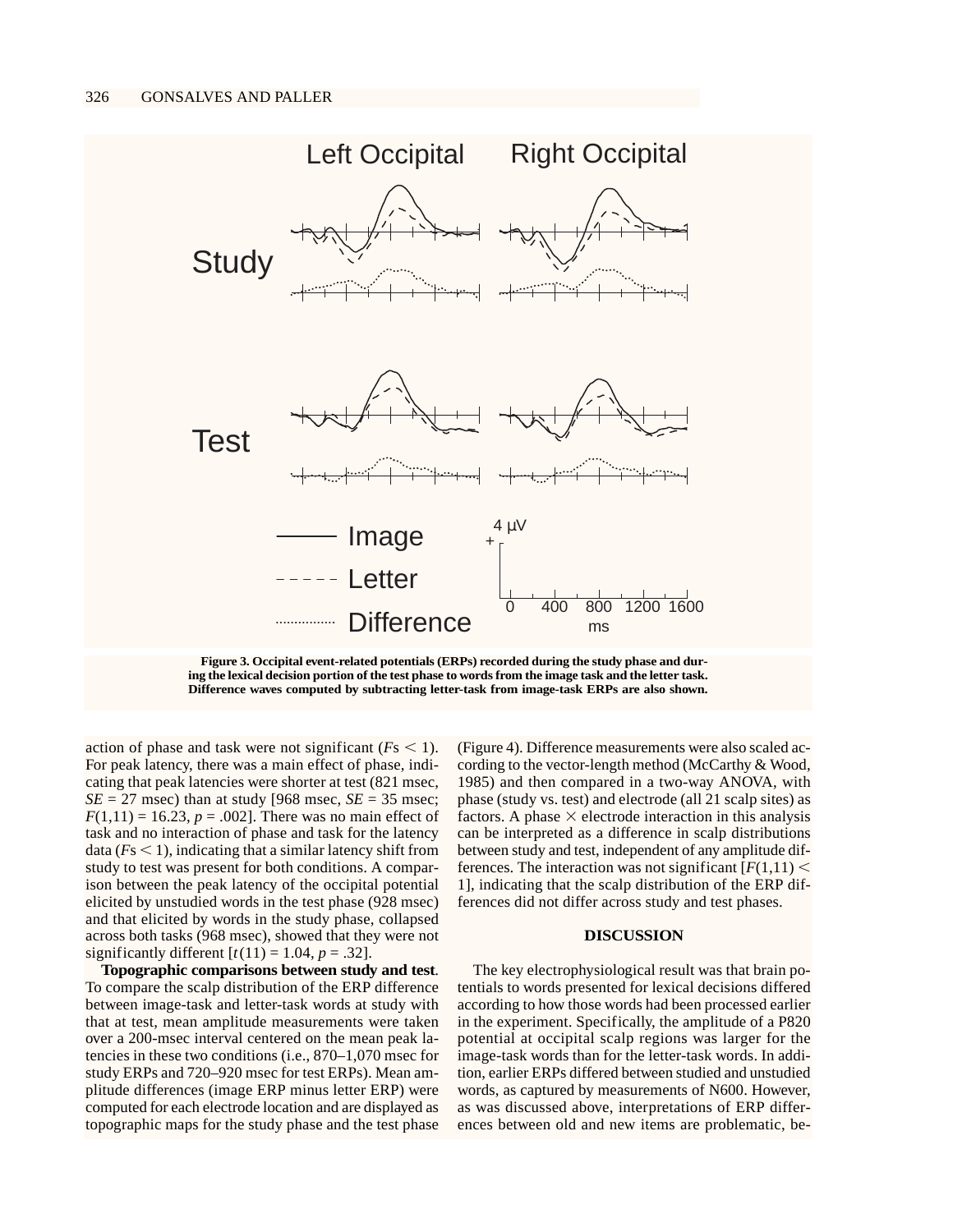Figure 3. Occipital event-related potentials (ERPs) recorded during the study phase and during the lexical decision portion of the test phase to words from the image task and the letter task. Difference waves computed by subtracting letter-task from image-task ERPs are also shown.

action of phase and task were not significant ($F$s $<$ 1). For peak latency, there was a main effect of phase, indicating that peak latencies were shorter at test (821 msec, $SE$ = 27 msec) than at study [968 msec, $SE$ = 35 msec; $F(1,11) = 16.23$, $p = .002$]. There was no main effect of task and no interaction of phase and task for the latency data ($F$s $<$ 1), indicating that a similar latency shift from study to test was present for both conditions. A comparison between the peak latency of the occipital potential elicited by unstudied words in the test phase (928 msec) and that elicited by words in the study phase, collapsed across both tasks (968 msec), showed that they were not significantly different [$t(11) = 1.04$, $p = .32$].

**Topographic comparisons between study and test**. To compare the scalp distribution of the ERP difference between image-task and letter-task words at study with that at test, mean amplitude measurements were taken over a 200-msec interval centered on the mean peak latencies in these two conditions (i.e., 870–1,070 msec for study ERPs and 720–920 msec for test ERPs). Mean amplitude differences (image ERP minus letter ERP) were computed for each electrode location and are displayed as topographic maps for the study phase and the test phase (Figure 4). Difference measurements were also scaled according to the vector-length method (McCarthy & Wood, 1985) and then compared in a two-way ANOVA, with phase (study vs. test) and electrode (all 21 scalp sites) as factors. A phase $\times$ electrode interaction in this analysis can be interpreted as a difference in scalp distributions between study and test, independent of any amplitude differences. The interaction was not significant [$F(1,11) < 1$], indicating that the scalp distribution of the ERP differences did not differ across study and test phases.

## DISCUSSION

The key electrophysiological result was that brain potentials to words presented for lexical decisions differed according to how those words had been processed earlier in the experiment. Specifically, the amplitude of a P820 potential at occipital scalp regions was larger for the image-task words than for the letter-task words. In addition, earlier ERPs differed between studied and unstudied words, as captured by measurements of N600. However, as was discussed above, interpretations of ERP differences between old and new items are problematic, be-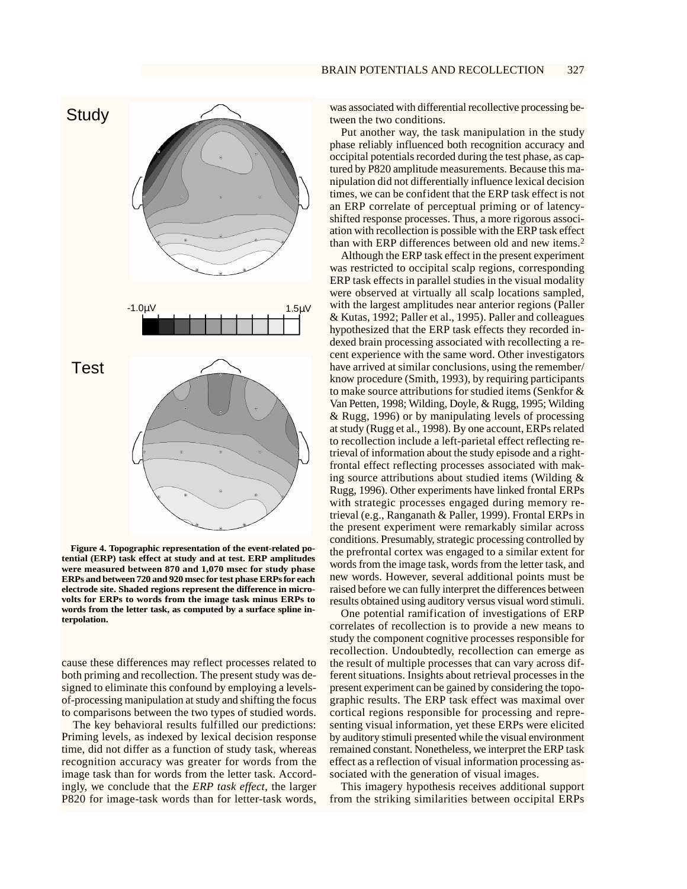Study

-1.0µV 1.5µV

Test

**Figure 4. Topographic representation of the event-related potential (ERP) task effect at study and at test. ERP amplitudes were measured between 870 and 1,070 msec for study phase ERPs and between 720 and 920 msec for test phase ERPs for each electrode site. Shaded regions represent the difference in microvolts for ERPs to words from the image task minus ERPs to words from the letter task, as computed by a surface spline interpolation.**

cause these differences may reflect processes related to both priming and recollection. The present study was designed to eliminate this confound by employing a levels-of-processing manipulation at study and shifting the focus to comparisons between the two types of studied words.

The key behavioral results fulfilled our predictions: Priming levels, as indexed by lexical decision response time, did not differ as a function of study task, whereas recognition accuracy was greater for words from the image task than for words from the letter task. Accordingly, we conclude that the *ERP task effect*, the larger P820 for image-task words than for letter-task words, was associated with differential recollective processing between the two conditions.

Put another way, the task manipulation in the study phase reliably influenced both recognition accuracy and occipital potentials recorded during the test phase, as captured by P820 amplitude measurements. Because this manipulation did not differentially influence lexical decision times, we can be confident that the ERP task effect is not an ERP correlate of perceptual priming or of latency-shifted response processes. Thus, a more rigorous association with recollection is possible with the ERP task effect than with ERP differences between old and new items.[2]

Although the ERP task effect in the present experiment was restricted to occipital scalp regions, corresponding ERP task effects in parallel studies in the visual modality were observed at virtually all scalp locations sampled, with the largest amplitudes near anterior regions (Paller & Kutas, 1992; Paller et al., 1995). Paller and colleagues hypothesized that the ERP task effects they recorded indexed brain processing associated with recollecting a recent experience with the same word. Other investigators have arrived at similar conclusions, using the remember/know procedure (Smith, 1993), by requiring participants to make source attributions for studied items (Senkfor & Van Petten, 1998; Wilding, Doyle, & Rugg, 1995; Wilding & Rugg, 1996) or by manipulating levels of processing at study (Rugg et al., 1998). By one account, ERPs related to recollection include a left-parietal effect reflecting retrieval of information about the study episode and a right-frontal effect reflecting processes associated with making source attributions about studied items (Wilding & Rugg, 1996). Other experiments have linked frontal ERPs with strategic processes engaged during memory retrieval (e.g., Ranganath & Paller, 1999). Frontal ERPs in the present experiment were remarkably similar across conditions. Presumably, strategic processing controlled by the prefrontal cortex was engaged to a similar extent for words from the image task, words from the letter task, and new words. However, several additional points must be raised before we can fully interpret the differences between results obtained using auditory versus visual word stimuli.

One potential ramification of investigations of ERP correlates of recollection is to provide a new means to study the component cognitive processes responsible for recollection. Undoubtedly, recollection can emerge as the result of multiple processes that can vary across different situations. Insights about retrieval processes in the present experiment can be gained by considering the topographic results. The ERP task effect was maximal over cortical regions responsible for processing and representing visual information, yet these ERPs were elicited by auditory stimuli presented while the visual environment remained constant. Nonetheless, we interpret the ERP task effect as a reflection of visual information processing associated with the generation of visual images.

This imagery hypothesis receives additional support from the striking similarities between occipital ERPs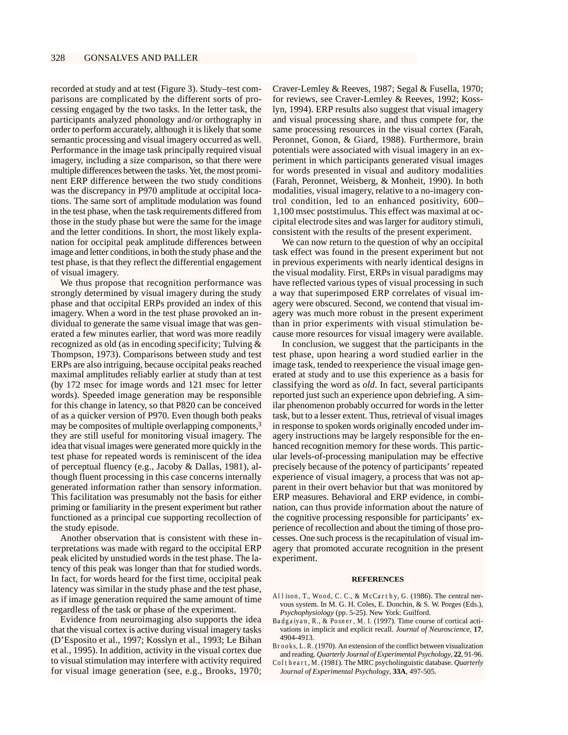recorded at study and at test (Figure 3). Study–test comparisons are complicated by the different sorts of processing engaged by the two tasks. In the letter task, the participants analyzed phonology and/or orthography in order to perform accurately, although it is likely that some semantic processing and visual imagery occurred as well. Performance in the image task principally required visual imagery, including a size comparison, so that there were multiple differences between the tasks. Yet, the most prominent ERP difference between the two study conditions was the discrepancy in P970 amplitude at occipital locations. The same sort of amplitude modulation was found in the test phase, when the task requirements differed from those in the study phase but were the same for the image and the letter conditions. In short, the most likely explanation for occipital peak amplitude differences between image and letter conditions, in both the study phase and the test phase, is that they reflect the differential engagement of visual imagery.

We thus propose that recognition performance was strongly determined by visual imagery during the study phase and that occipital ERPs provided an index of this imagery. When a word in the test phase provoked an individual to generate the same visual image that was generated a few minutes earlier, that word was more readily recognized as old (as in encoding specificity; Tulving & Thompson, 1973). Comparisons between study and test ERPs are also intriguing, because occipital peaks reached maximal amplitudes reliably earlier at study than at test (by 172 msec for image words and 121 msec for letter words). Speeded image generation may be responsible for this change in latency, so that P820 can be conceived of as a quicker version of P970. Even though both peaks may be composites of multiple overlapping components,[3] they are still useful for monitoring visual imagery. The idea that visual images were generated more quickly in the test phase for repeated words is reminiscent of the idea of perceptual fluency (e.g., Jacoby & Dallas, 1981), although fluent processing in this case concerns internally generated information rather than sensory information. This facilitation was presumably not the basis for either priming or familiarity in the present experiment but rather functioned as a principal cue supporting recollection of the study episode.

Another observation that is consistent with these interpretations was made with regard to the occipital ERP peak elicited by unstudied words in the test phase. The latency of this peak was longer than that for studied words. In fact, for words heard for the first time, occipital peak latency was similar in the study phase and the test phase, as if image generation required the same amount of time regardless of the task or phase of the experiment.

Evidence from neuroimaging also supports the idea that the visual cortex is active during visual imagery tasks (D'Esposito et al., 1997; Kosslyn et al., 1993; Le Bihan et al., 1995). In addition, activity in the visual cortex due to visual stimulation may interfere with activity required for visual image generation (see, e.g., Brooks, 1970; Craver-Lemley & Reeves, 1987; Segal & Fusella, 1970; for reviews, see Craver-Lemley & Reeves, 1992; Kosslyn, 1994). ERP results also suggest that visual imagery and visual processing share, and thus compete for, the same processing resources in the visual cortex (Farah, Peronnet, Gonon, & Giard, 1988). Furthermore, brain potentials were associated with visual imagery in an experiment in which participants generated visual images for words presented in visual and auditory modalities (Farah, Peronnet, Weisberg, & Monheit, 1990). In both modalities, visual imagery, relative to a no-imagery control condition, led to an enhanced positivity, 600–1,100 msec poststimulus. This effect was maximal at occipital electrode sites and was larger for auditory stimuli, consistent with the results of the present experiment.

We can now return to the question of why an occipital task effect was found in the present experiment but not in previous experiments with nearly identical designs in the visual modality. First, ERPs in visual paradigms may have reflected various types of visual processing in such a way that superimposed ERP correlates of visual imagery were obscured. Second, we contend that visual imagery was much more robust in the present experiment than in prior experiments with visual stimulation because more resources for visual imagery were available.

In conclusion, we suggest that the participants in the test phase, upon hearing a word studied earlier in the image task, tended to reexperience the visual image generated at study and to use this experience as a basis for classifying the word as *old*. In fact, several participants reported just such an experience upon debriefing. A similar phenomenon probably occurred for words in the letter task, but to a lesser extent. Thus, retrieval of visual images in response to spoken words originally encoded under imagery instructions may be largely responsible for the enhanced recognition memory for these words. This particular levels-of-processing manipulation may be effective precisely because of the potency of participants' repeated experience of visual imagery, a process that was not apparent in their overt behavior but that was monitored by ERP measures. Behavioral and ERP evidence, in combination, can thus provide information about the nature of the cognitive processing responsible for participants' experience of recollection and about the timing of those processes. One such process is the recapitulation of visual imagery that promoted accurate recognition in the present experiment.

## REFERENCES

Allison, T., Wood, C. C., & McCarthy, G. (1986). The central nervous system. In M. G. H. Coles, E. Donchin, & S. W. Porges (Eds.), *Psychophysiology* (pp. 5-25). New York: Guilford.

Badgaiyan, R., & Posner, M. I. (1997). Time course of cortical activations in implicit and explicit recall. *Journal of Neuroscience*, **17**, 4904-4913.

Brooks, L. R. (1970). An extension of the conflict between visualization and reading. *Quarterly Journal of Experimental Psychology*, **22**, 91-96.

Coltheart, M. (1981). The MRC psycholinguistic database. *Quarterly Journal of Experimental Psychology*, **33A**, 497-505.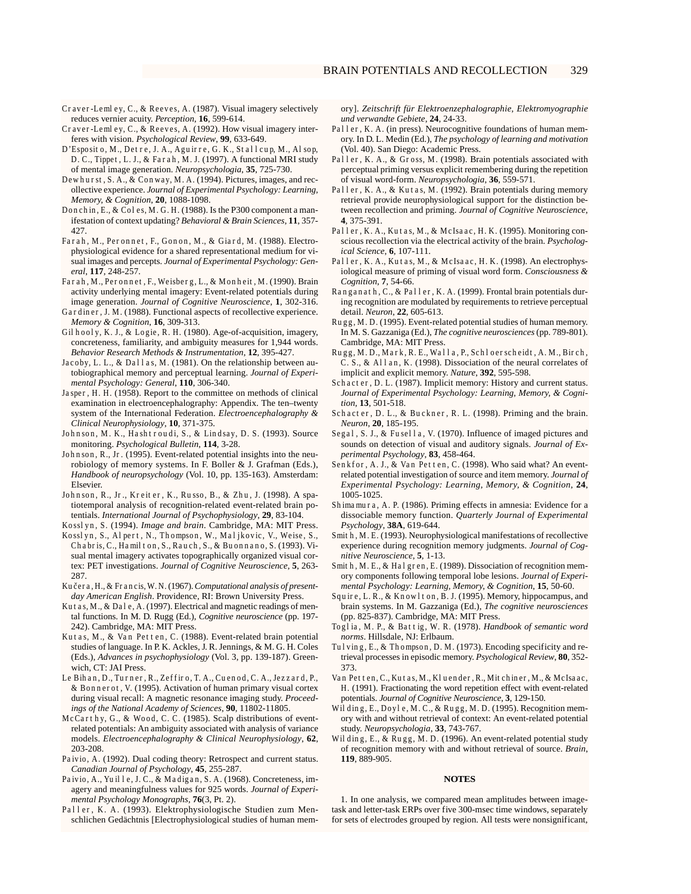Craver-Lemley, C., & Reeves, A. (1987). Visual imagery selectively reduces vernier acuity. *Perception*, **16**, 599-614.

Craver-Lemley, C., & Reeves, A. (1992). How visual imagery interferes with vision. *Psychological Review*, **99**, 633-649.

D'Esposito, M., Detre, J. A., Aguirre, G. K., Stallcup, M., Alsop, D. C., Tippet, L. J., & Farah, M. J. (1997). A functional MRI study of mental image generation. *Neuropsychologia*, **35**, 725-730.

Dewhurst, S. A., & Conway, M. A. (1994). Pictures, images, and recollective experience. *Journal of Experimental Psychology: Learning, Memory, & Cognition*, **20**, 1088-1098.

Donchin, E., & Coles, M. G. H. (1988). Is the P300 component a manifestation of context updating? *Behavioral & Brain Sciences*, **11**, 357-427.

Farah, M., Peronnet, F., Gonon, M., & Giard, M. (1988). Electrophysiological evidence for a shared representational medium for visual images and percepts. *Journal of Experimental Psychology: General*, **117**, 248-257.

Farah, M., Peronnet, F., Weisberg, L., & Monheit, M. (1990). Brain activity underlying mental imagery: Event-related potentials during image generation. *Journal of Cognitive Neuroscience*, **1**, 302-316.

Gardiner, J. M. (1988). Functional aspects of recollective experience. *Memory & Cognition*, **16**, 309-313.

Gilhooly, K. J., & Logie, R. H. (1980). Age-of-acquisition, imagery, concreteness, familiarity, and ambiguity measures for 1,944 words. *Behavior Research Methods & Instrumentation*, **12**, 395-427.

Jacoby, L. L., & Dallas, M. (1981). On the relationship between autobiographical memory and perceptual learning. *Journal of Experimental Psychology: General*, **110**, 306-340.

Jasper, H. H. (1958). Report to the committee on methods of clinical examination in electroencephalography: Appendix. The ten–twenty system of the International Federation. *Electroencephalography & Clinical Neurophysiology*, **10**, 371-375.

Johnson, M. K., Hashtroudi, S., & Lindsay, D. S. (1993). Source monitoring. *Psychological Bulletin*, **114**, 3-28.

Johnson, R., Jr. (1995). Event-related potential insights into the neurobiology of memory systems. In F. Boller & J. Grafman (Eds.), *Handbook of neuropsychology* (Vol. 10, pp. 135-163). Amsterdam: Elsevier.

Johnson, R., Jr., Kreiter, K., Russo, B., & Zhu, J. (1998). A spatiotemporal analysis of recognition-related event-related brain potentials. *International Journal of Psychophysiology*, **29**, 83-104.

Kosslyn, S. (1994). *Image and brain*. Cambridge, MA: MIT Press.

Kosslyn, S., Alpert, N., Thompson, W., Maljkovic, V., Weise, S., Chabris, C., Hamilton, S., Rauch, S., & Buonnano, S. (1993). Visual mental imagery activates topographically organized visual cortex: PET investigations. *Journal of Cognitive Neuroscience*, **5**, 263-287.

Kučera, H., & Francis, W. N. (1967). *Computational analysis of present-day American English*. Providence, RI: Brown University Press.

Kutas, M., & Dale, A. (1997). Electrical and magnetic readings of mental functions. In M. D. Rugg (Ed.), *Cognitive neuroscience* (pp. 197-242). Cambridge, MA: MIT Press.

Kutas, M., & Van Petten, C. (1988). Event-related brain potential studies of language. In P. K. Ackles, J. R. Jennings, & M. G. H. Coles (Eds.), *Advances in psychophysiology* (Vol. 3, pp. 139-187). Greenwich, CT: JAI Press.

Le Bihan, D., Turner, R., Zeffiro, T. A., Cuenod, C. A., Jezzard, P., & Bonnerot, V. (1995). Activation of human primary visual cortex during visual recall: A magnetic resonance imaging study. *Proceedings of the National Academy of Sciences*, **90**, 11802-11805.

McCarthy, G., & Wood, C. C. (1985). Scalp distributions of event-related potentials: An ambiguity associated with analysis of variance models. *Electroencephalography & Clinical Neurophysiology*, **62**, 203-208.

Paivio, A. (1992). Dual coding theory: Retrospect and current status. *Canadian Journal of Psychology*, **45**, 255-287.

Paivio, A., Yuille, J. C., & Madigan, S. A. (1968). Concreteness, imagery and meaningfulness values for 925 words. *Journal of Experimental Psychology Monographs*, **76**(3, Pt. 2).

Paller, K. A. (1993). Elektrophysiologische Studien zum Menschlichen Gedächtnis [Electrophysiological studies of human memory]. *Zeitschrift für Elektroenzephalographie, Elektromyographie und verwandte Gebiete*, **24**, 24-33.

Paller, K. A. (in press). Neurocognitive foundations of human memory. In D. L. Medin (Ed.), *The psychology of learning and motivation* (Vol. 40). San Diego: Academic Press.

Paller, K. A., & Gross, M. (1998). Brain potentials associated with perceptual priming versus explicit remembering during the repetition of visual word-form. *Neuropsychologia*, **36**, 559-571.

Paller, K. A., & Kutas, M. (1992). Brain potentials during memory retrieval provide neurophysiological support for the distinction between recollection and priming. *Journal of Cognitive Neuroscience*, **4**, 375-391.

Paller, K. A., Kutas, M., & McIsaac, H. K. (1995). Monitoring conscious recollection via the electrical activity of the brain. *Psychological Science*, **6**, 107-111.

Paller, K. A., Kutas, M., & McIsaac, H. K. (1998). An electrophysiological measure of priming of visual word form. *Consciousness & Cognition*, **7**, 54-66.

Ranganath, C., & Paller, K. A. (1999). Frontal brain potentials during recognition are modulated by requirements to retrieve perceptual detail. *Neuron*, **22**, 605-613.

Rugg, M. D. (1995). Event-related potential studies of human memory. In M. S. Gazzaniga (Ed.), *The cognitive neurosciences* (pp. 789-801). Cambridge, MA: MIT Press.

Rugg, M. D., Mark, R. E., Walla, P., Schloerscheidt, A. M., Birch, C. S., & Allan, K. (1998). Dissociation of the neural correlates of implicit and explicit memory. *Nature*, **392**, 595-598.

Schacter, D. L. (1987). Implicit memory: History and current status. *Journal of Experimental Psychology: Learning, Memory, & Cognition*, **13**, 501-518.

Schacter, D. L., & Buckner, R. L. (1998). Priming and the brain. *Neuron*, **20**, 185-195.

Segal, S. J., & Fusella, V. (1970). Influence of imaged pictures and sounds on detection of visual and auditory signals. *Journal of Experimental Psychology*, **83**, 458-464.

Senkfor, A. J., & Van Petten, C. (1998). Who said what? An event-related potential investigation of source and item memory. *Journal of Experimental Psychology: Learning, Memory, & Cognition*, **24**, 1005-1025.

Shimamura, A. P. (1986). Priming effects in amnesia: Evidence for a dissociable memory function. *Quarterly Journal of Experimental Psychology*, **38A**, 619-644.

Smith, M. E. (1993). Neurophysiological manifestations of recollective experience during recognition memory judgments. *Journal of Cognitive Neuroscience*, **5**, 1-13.

Smith, M. E., & Halgren, E. (1989). Dissociation of recognition memory components following temporal lobe lesions. *Journal of Experimental Psychology: Learning, Memory, & Cognition*, **15**, 50-60.

Squire, L. R., & Knowlton, B. J. (1995). Memory, hippocampus, and brain systems. In M. Gazzaniga (Ed.), *The cognitive neurosciences* (pp. 825-837). Cambridge, MA: MIT Press.

Toglia, M. P., & Battig, W. R. (1978). *Handbook of semantic word norms*. Hillsdale, NJ: Erlbaum.

Tulving, E., & Thompson, D. M. (1973). Encoding specificity and retrieval processes in episodic memory. *Psychological Review*, **80**, 352-373.

Van Petten, C., Kutas, M., Kluender, R., Mitchiner, M., & McIsaac, H. (1991). Fractionating the word repetition effect with event-related potentials. *Journal of Cognitive Neuroscience*, **3**, 129-150.

Wilding, E., Doyle, M. C., & Rugg, M. D. (1995). Recognition memory with and without retrieval of context: An event-related potential study. *Neuropsychologia*, **33**, 743-767.

Wilding, E., & Rugg, M. D. (1996). An event-related potential study of recognition memory with and without retrieval of source. *Brain*, **119**, 889-905.

## NOTES

1. In one analysis, we compared mean amplitudes between image-task and letter-task ERPs over five 300-msec time windows, separately for sets of electrodes grouped by region. All tests were nonsignificant,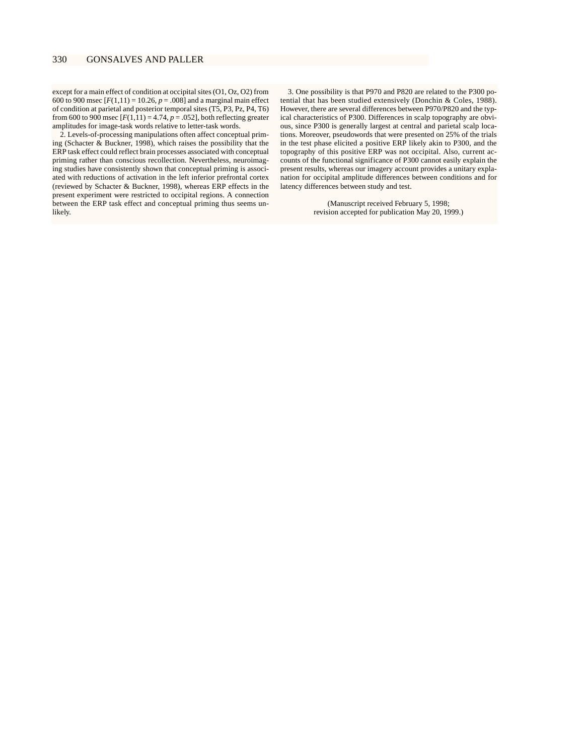except for a main effect of condition at occipital sites (O1, Oz, O2) from 600 to 900 msec [$F(1,11) = 10.26$, $p = .008$] and a marginal main effect of condition at parietal and posterior temporal sites (T5, P3, Pz, P4, T6) from 600 to 900 msec [$F(1,11) = 4.74$, $p = .052$], both reflecting greater amplitudes for image-task words relative to letter-task words.

2. Levels-of-processing manipulations often affect conceptual priming (Schacter & Buckner, 1998), which raises the possibility that the ERP task effect could reflect brain processes associated with conceptual priming rather than conscious recollection. Nevertheless, neuroimaging studies have consistently shown that conceptual priming is associated with reductions of activation in the left inferior prefrontal cortex (reviewed by Schacter & Buckner, 1998), whereas ERP effects in the present experiment were restricted to occipital regions. A connection between the ERP task effect and conceptual priming thus seems unlikely.

3. One possibility is that P970 and P820 are related to the P300 potential that has been studied extensively (Donchin & Coles, 1988). However, there are several differences between P970/P820 and the typical characteristics of P300. Differences in scalp topography are obvious, since P300 is generally largest at central and parietal scalp locations. Moreover, pseudowords that were presented on 25% of the trials in the test phase elicited a positive ERP likely akin to P300, and the topography of this positive ERP was not occipital. Also, current accounts of the functional significance of P300 cannot easily explain the present results, whereas our imagery account provides a unitary explanation for occipital amplitude differences between conditions and for latency differences between study and test.

(Manuscript received February 5, 1998;
revision accepted for publication May 20, 1999.)